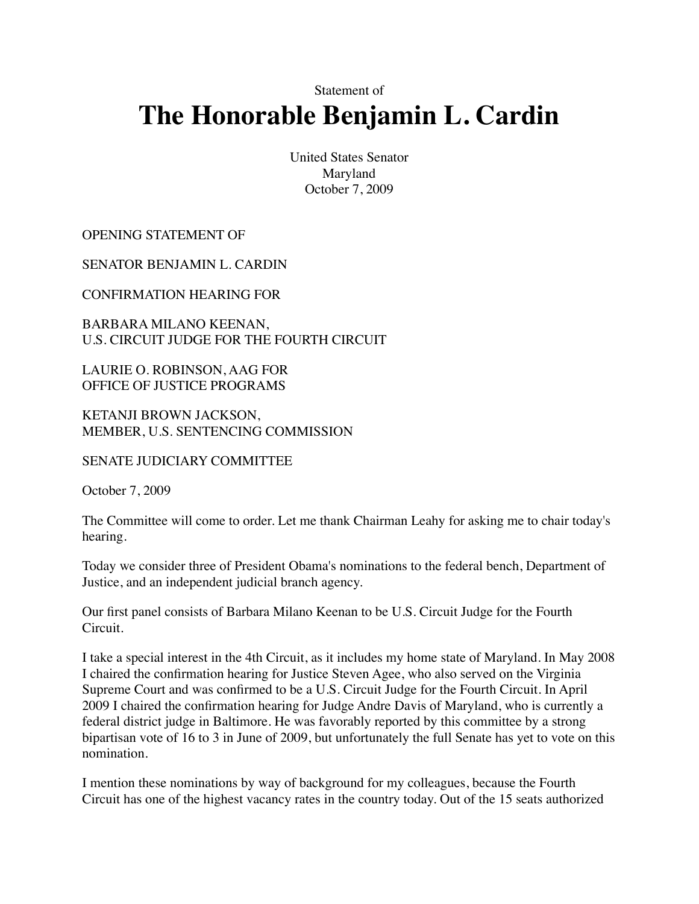Statement of

# The Honorable Benjamin L. Cardin

United States Senator
Maryland
October 7, 2009

OPENING STATEMENT OF

SENATOR BENJAMIN L. CARDIN

CONFIRMATION HEARING FOR

BARBARA MILANO KEENAN,
U.S. CIRCUIT JUDGE FOR THE FOURTH CIRCUIT

LAURIE O. ROBINSON, AAG FOR
OFFICE OF JUSTICE PROGRAMS

KETANJI BROWN JACKSON,
MEMBER, U.S. SENTENCING COMMISSION

SENATE JUDICIARY COMMITTEE

October 7, 2009

The Committee will come to order. Let me thank Chairman Leahy for asking me to chair today's hearing.

Today we consider three of President Obama's nominations to the federal bench, Department of Justice, and an independent judicial branch agency.

Our first panel consists of Barbara Milano Keenan to be U.S. Circuit Judge for the Fourth Circuit.

I take a special interest in the 4th Circuit, as it includes my home state of Maryland. In May 2008 I chaired the confirmation hearing for Justice Steven Agee, who also served on the Virginia Supreme Court and was confirmed to be a U.S. Circuit Judge for the Fourth Circuit. In April 2009 I chaired the confirmation hearing for Judge Andre Davis of Maryland, who is currently a federal district judge in Baltimore. He was favorably reported by this committee by a strong bipartisan vote of 16 to 3 in June of 2009, but unfortunately the full Senate has yet to vote on this nomination.

I mention these nominations by way of background for my colleagues, because the Fourth Circuit has one of the highest vacancy rates in the country today. Out of the 15 seats authorized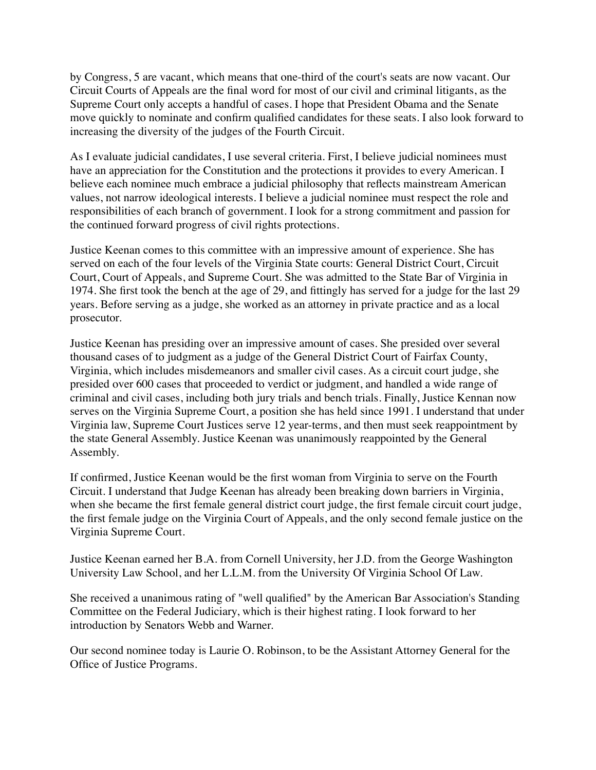by Congress, 5 are vacant, which means that one-third of the court's seats are now vacant. Our Circuit Courts of Appeals are the final word for most of our civil and criminal litigants, as the Supreme Court only accepts a handful of cases. I hope that President Obama and the Senate move quickly to nominate and confirm qualified candidates for these seats. I also look forward to increasing the diversity of the judges of the Fourth Circuit.

As I evaluate judicial candidates, I use several criteria. First, I believe judicial nominees must have an appreciation for the Constitution and the protections it provides to every American. I believe each nominee much embrace a judicial philosophy that reflects mainstream American values, not narrow ideological interests. I believe a judicial nominee must respect the role and responsibilities of each branch of government. I look for a strong commitment and passion for the continued forward progress of civil rights protections.

Justice Keenan comes to this committee with an impressive amount of experience. She has served on each of the four levels of the Virginia State courts: General District Court, Circuit Court, Court of Appeals, and Supreme Court. She was admitted to the State Bar of Virginia in 1974. She first took the bench at the age of 29, and fittingly has served for a judge for the last 29 years. Before serving as a judge, she worked as an attorney in private practice and as a local prosecutor.

Justice Keenan has presiding over an impressive amount of cases. She presided over several thousand cases of to judgment as a judge of the General District Court of Fairfax County, Virginia, which includes misdemeanors and smaller civil cases. As a circuit court judge, she presided over 600 cases that proceeded to verdict or judgment, and handled a wide range of criminal and civil cases, including both jury trials and bench trials. Finally, Justice Kennan now serves on the Virginia Supreme Court, a position she has held since 1991. I understand that under Virginia law, Supreme Court Justices serve 12 year-terms, and then must seek reappointment by the state General Assembly. Justice Keenan was unanimously reappointed by the General Assembly.

If confirmed, Justice Keenan would be the first woman from Virginia to serve on the Fourth Circuit. I understand that Judge Keenan has already been breaking down barriers in Virginia, when she became the first female general district court judge, the first female circuit court judge, the first female judge on the Virginia Court of Appeals, and the only second female justice on the Virginia Supreme Court.

Justice Keenan earned her B.A. from Cornell University, her J.D. from the George Washington University Law School, and her L.L.M. from the University Of Virginia School Of Law.

She received a unanimous rating of "well qualified" by the American Bar Association's Standing Committee on the Federal Judiciary, which is their highest rating. I look forward to her introduction by Senators Webb and Warner.

Our second nominee today is Laurie O. Robinson, to be the Assistant Attorney General for the Office of Justice Programs.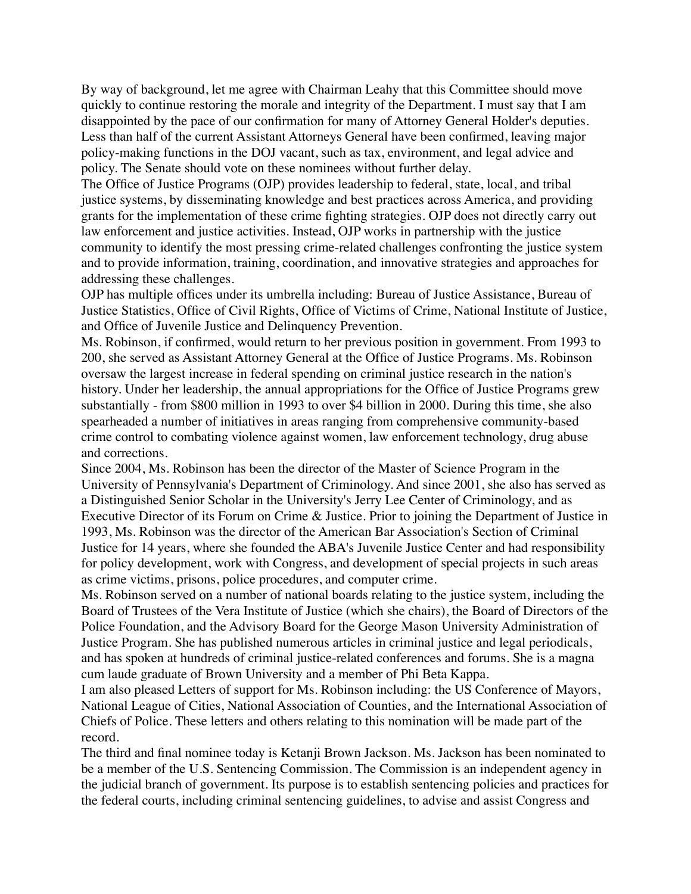By way of background, let me agree with Chairman Leahy that this Committee should move quickly to continue restoring the morale and integrity of the Department. I must say that I am disappointed by the pace of our confirmation for many of Attorney General Holder's deputies. Less than half of the current Assistant Attorneys General have been confirmed, leaving major policy-making functions in the DOJ vacant, such as tax, environment, and legal advice and policy. The Senate should vote on these nominees without further delay.

The Office of Justice Programs (OJP) provides leadership to federal, state, local, and tribal justice systems, by disseminating knowledge and best practices across America, and providing grants for the implementation of these crime fighting strategies. OJP does not directly carry out law enforcement and justice activities. Instead, OJP works in partnership with the justice community to identify the most pressing crime-related challenges confronting the justice system and to provide information, training, coordination, and innovative strategies and approaches for addressing these challenges.

OJP has multiple offices under its umbrella including: Bureau of Justice Assistance, Bureau of Justice Statistics, Office of Civil Rights, Office of Victims of Crime, National Institute of Justice, and Office of Juvenile Justice and Delinquency Prevention.

Ms. Robinson, if confirmed, would return to her previous position in government. From 1993 to 200, she served as Assistant Attorney General at the Office of Justice Programs. Ms. Robinson oversaw the largest increase in federal spending on criminal justice research in the nation's history. Under her leadership, the annual appropriations for the Office of Justice Programs grew substantially - from $800 million in 1993 to over $4 billion in 2000. During this time, she also spearheaded a number of initiatives in areas ranging from comprehensive community-based crime control to combating violence against women, law enforcement technology, drug abuse and corrections.

Since 2004, Ms. Robinson has been the director of the Master of Science Program in the University of Pennsylvania's Department of Criminology. And since 2001, she also has served as a Distinguished Senior Scholar in the University's Jerry Lee Center of Criminology, and as Executive Director of its Forum on Crime & Justice. Prior to joining the Department of Justice in 1993, Ms. Robinson was the director of the American Bar Association's Section of Criminal Justice for 14 years, where she founded the ABA's Juvenile Justice Center and had responsibility for policy development, work with Congress, and development of special projects in such areas as crime victims, prisons, police procedures, and computer crime.

Ms. Robinson served on a number of national boards relating to the justice system, including the Board of Trustees of the Vera Institute of Justice (which she chairs), the Board of Directors of the Police Foundation, and the Advisory Board for the George Mason University Administration of Justice Program. She has published numerous articles in criminal justice and legal periodicals, and has spoken at hundreds of criminal justice-related conferences and forums. She is a magna cum laude graduate of Brown University and a member of Phi Beta Kappa.

I am also pleased Letters of support for Ms. Robinson including: the US Conference of Mayors, National League of Cities, National Association of Counties, and the International Association of Chiefs of Police. These letters and others relating to this nomination will be made part of the record.

The third and final nominee today is Ketanji Brown Jackson. Ms. Jackson has been nominated to be a member of the U.S. Sentencing Commission. The Commission is an independent agency in the judicial branch of government. Its purpose is to establish sentencing policies and practices for the federal courts, including criminal sentencing guidelines, to advise and assist Congress and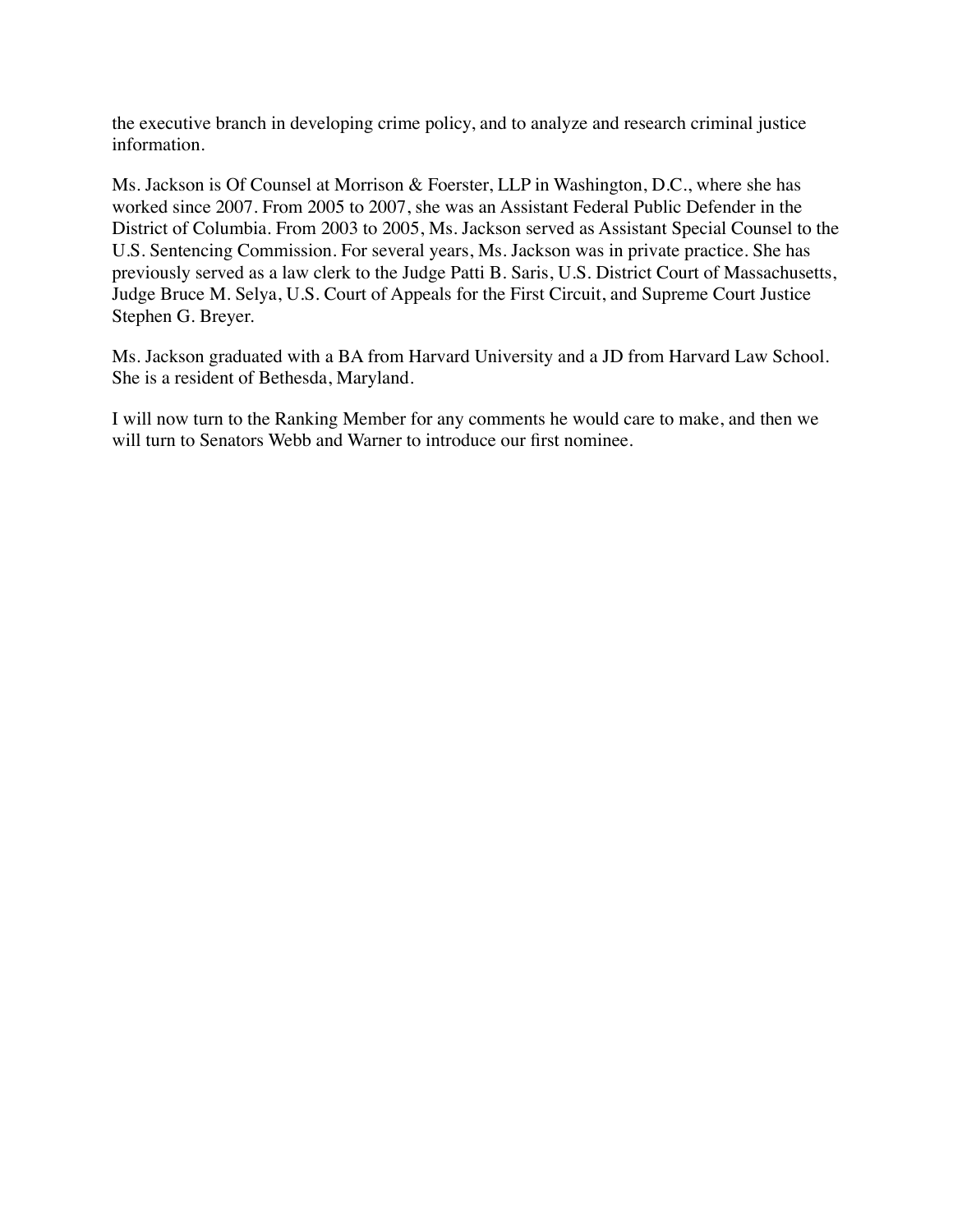the executive branch in developing crime policy, and to analyze and research criminal justice information.

Ms. Jackson is Of Counsel at Morrison & Foerster, LLP in Washington, D.C., where she has worked since 2007. From 2005 to 2007, she was an Assistant Federal Public Defender in the District of Columbia. From 2003 to 2005, Ms. Jackson served as Assistant Special Counsel to the U.S. Sentencing Commission. For several years, Ms. Jackson was in private practice. She has previously served as a law clerk to the Judge Patti B. Saris, U.S. District Court of Massachusetts, Judge Bruce M. Selya, U.S. Court of Appeals for the First Circuit, and Supreme Court Justice Stephen G. Breyer.

Ms. Jackson graduated with a BA from Harvard University and a JD from Harvard Law School. She is a resident of Bethesda, Maryland.

I will now turn to the Ranking Member for any comments he would care to make, and then we will turn to Senators Webb and Warner to introduce our first nominee.